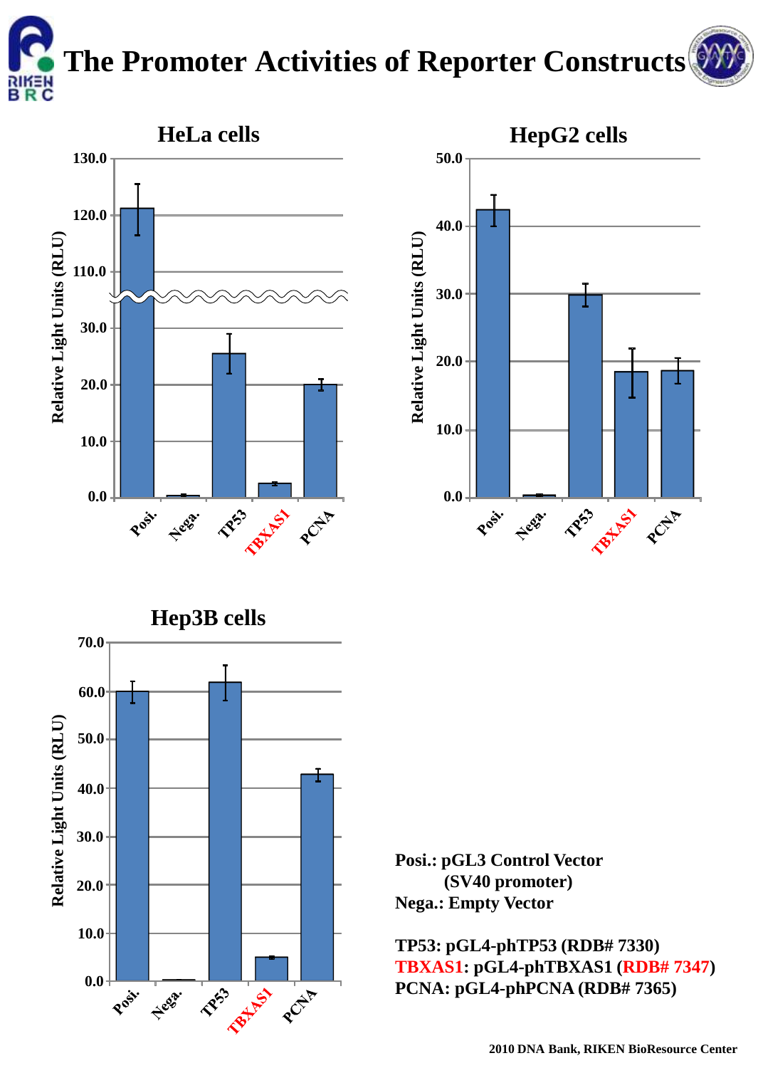# The Promoter Activities of Reporter Constructs

HeLa cells

Relative Light Units (RLU)

130.0
120.0
110.0
30.0
20.0
10.0
0.0

Posi.
Nega.
TP53
TBXAS1
PCNA

HepG2 cells

Relative Light Units (RLU)

50.0
40.0
30.0
20.0
10.0
0.0

Posi.
Nega.
TP53
TBXAS1
PCNA

Hep3B cells

Relative Light Units (RLU)

70.0
60.0
50.0
40.0
30.0
20.0
10.0
0.0

Posi.
Nega.
TP53
TBXAS1
PCNA

**Posi.: pGL3 Control Vector (SV40 promoter)**
**Nega.: Empty Vector**

**TP53: pGL4-phTP53 (RDB# 7330)**
**TBXAS1: pGL4-phTBXAS1 (RDB# 7347)**
**PCNA: pGL4-phPCNA (RDB# 7365)**

**2010 DNA Bank, RIKEN BioResource Center**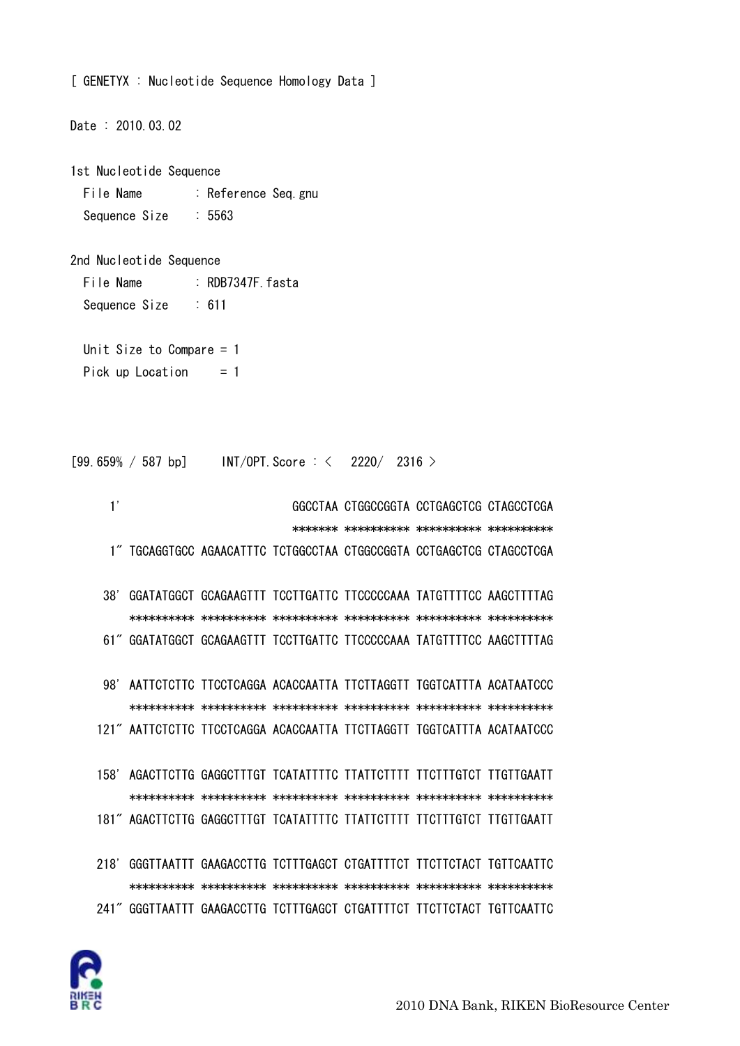[ GENETYX : Nucleotide Sequence Homology Data ]

Date : 2010.03.02

1st Nucleotide Sequence
  File Name      : Reference Seq.gnu
  Sequence Size  : 5563

2nd Nucleotide Sequence
  File Name      : RDB7347F.fasta
  Sequence Size  : 611

  Unit Size to Compare = 1
  Pick up Location     = 1

```
[99.659% / 587 bp]     INT/OPT.Score : <   2220/   2316 >

     1'                            GGCCTAA CTGGCCGGTA CCTGAGCTCG CTAGCCTCGA
                                   ******* ********** ********** **********
     1" TGCAGGTGCC AGAACATTTC TCTGGCCTAA CTGGCCGGTA CCTGAGCTCG CTAGCCTCGA

    38' GGATATGGCT GCAGAAGTTT TCCTTGATTC TTCCCCCAAA TATGTTTTCC AAGCTTTTAG
        ********** ********** ********** ********** ********** **********
    61" GGATATGGCT GCAGAAGTTT TCCTTGATTC TTCCCCCAAA TATGTTTTCC AAGCTTTTAG

    98' AATTCTCTTC TTCCTCAGGA ACACCAATTA TTCTTAGGTT TGGTCATTTA ACATAATCCC
        ********** ********** ********** ********** ********** **********
   121" AATTCTCTTC TTCCTCAGGA ACACCAATTA TTCTTAGGTT TGGTCATTTA ACATAATCCC

   158' AGACTTCTTG GAGGCTTTGT TCATATTTTC TTATTCTTTT TTCTTTGTCT TTGTTGAATT
        ********** ********** ********** ********** ********** **********
   181" AGACTTCTTG GAGGCTTTGT TCATATTTTC TTATTCTTTT TTCTTTGTCT TTGTTGAATT

   218' GGGTTAATTT GAAGACCTTG TCTTTGAGCT CTGATTTTCT TTCTTCTACT TGTTCAATTC
        ********** ********** ********** ********** ********** **********
   241" GGGTTAATTT GAAGACCTTG TCTTTGAGCT CTGATTTTCT TTCTTCTACT TGTTCAATTC
```

2010 DNA Bank, RIKEN BioResource Center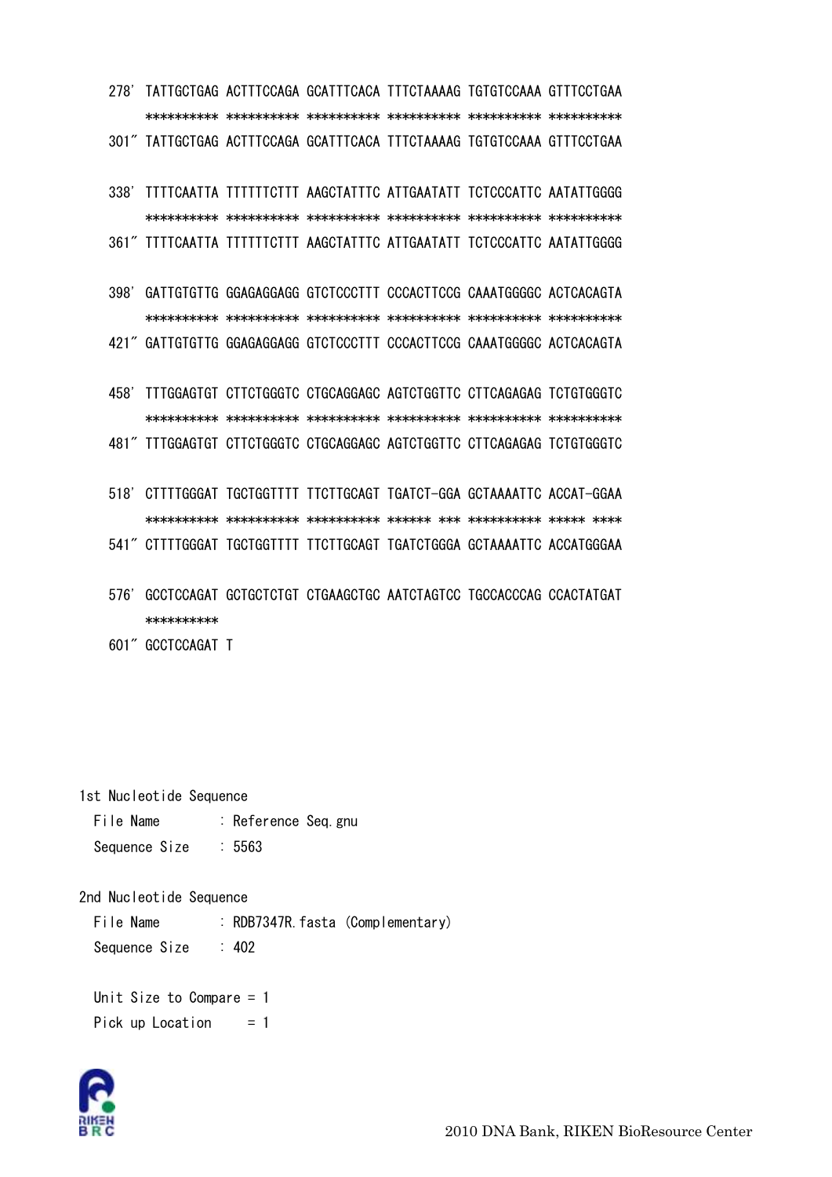```
278' TATTGCTGAG ACTTTCCAGA GCATTTCACA TTTCTAAAAG TGTGTCCAAA GTTTCCTGAA
     ********** ********** ********** ********** ********** **********
301" TATTGCTGAG ACTTTCCAGA GCATTTCACA TTTCTAAAAG TGTGTCCAAA GTTTCCTGAA

338' TTTTCAATTA TTTTTTCTTT AAGCTATTTC ATTGAATATT TCTCCCATTC AATATTGGGG
     ********** ********** ********** ********** ********** **********
361" TTTTCAATTA TTTTTTCTTT AAGCTATTTC ATTGAATATT TCTCCCATTC AATATTGGGG

398' GATTGTGTTG GGAGAGGAGG GTCTCCCTTT CCCACTTCCG CAAATGGGGC ACTCACAGTA
     ********** ********** ********** ********** ********** **********
421" GATTGTGTTG GGAGAGGAGG GTCTCCCTTT CCCACTTCCG CAAATGGGGC ACTCACAGTA

458' TTTGGAGTGT CTTCTGGGTC CTGCAGGAGC AGTCTGGTTC CTTCAGAGAG TCTGTGGGTC
     ********** ********** ********** ********** ********** **********
481" TTTGGAGTGT CTTCTGGGTC CTGCAGGAGC AGTCTGGTTC CTTCAGAGAG TCTGTGGGTC

518' CTTTTGGGAT TGCTGGTTTT TTCTTGCAGT TGATCT-GGA GCTAAAATTC ACCAT-GGAA
     ********** ********** ********** ****** *** ********** ***** ****
541" CTTTTGGGAT TGCTGGTTTT TTCTTGCAGT TGATCTGGGA GCTAAAATTC ACCATGGGAA

576' GCCTCCAGAT GCTGCTCTGT CTGAAGCTGC AATCTAGTCC TGCCACCCAG CCACTATGAT
     **********
601" GCCTCCAGAT T
```

1st Nucleotide Sequence

File Name : Reference Seq.gnu

Sequence Size : 5563

2nd Nucleotide Sequence

File Name : RDB7347R.fasta (Complementary)

Sequence Size : 402

Unit Size to Compare = 1

Pick up Location = 1

2010 DNA Bank, RIKEN BioResource Center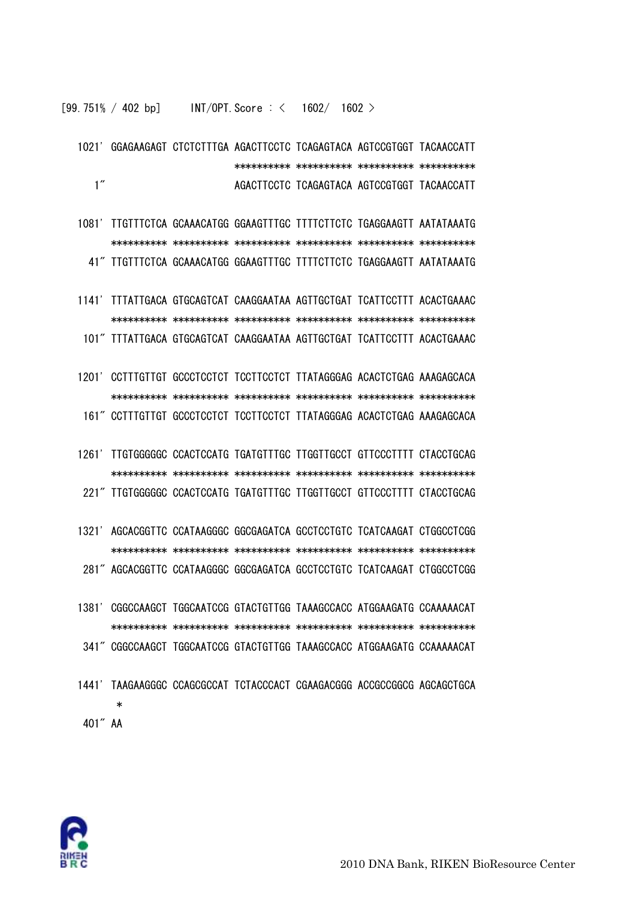```
[99.751% / 402 bp]     INT/OPT.Score : <   1602/  1602 >

 1021' GGAGAAGAGT CTCTCTTTGA AGACTTCCTC TCAGAGTACA AGTCCGTGGT TACAACCATT
                              ********** ********** ********** **********
    1"                        AGACTTCCTC TCAGAGTACA AGTCCGTGGT TACAACCATT

 1081' TTGTTTCTCA GCAAACATGG GGAAGTTTGC TTTTCTTCTC TGAGGAAGTT AATATAAATG
       ********** ********** ********** ********** ********** **********
   41" TTGTTTCTCA GCAAACATGG GGAAGTTTGC TTTTCTTCTC TGAGGAAGTT AATATAAATG

 1141' TTTATTGACA GTGCAGTCAT CAAGGAATAA AGTTGCTGAT TCATTCCTTT ACACTGAAAC
       ********** ********** ********** ********** ********** **********
  101" TTTATTGACA GTGCAGTCAT CAAGGAATAA AGTTGCTGAT TCATTCCTTT ACACTGAAAC

 1201' CCTTTGTTGT GCCCTCCTCT TCCTTCCTCT TTATAGGGAG ACACTCTGAG AAAGAGCACA
       ********** ********** ********** ********** ********** **********
  161" CCTTTGTTGT GCCCTCCTCT TCCTTCCTCT TTATAGGGAG ACACTCTGAG AAAGAGCACA

 1261' TTGTGGGGGC CCACTCCATG TGATGTTTGC TTGGTTGCCT GTTCCCTTTT CTACCTGCAG
       ********** ********** ********** ********** ********** **********
  221" TTGTGGGGGC CCACTCCATG TGATGTTTGC TTGGTTGCCT GTTCCCTTTT CTACCTGCAG

 1321' AGCACGGTTC CCATAAGGGC GGCGAGATCA GCCTCCTGTC TCATCAAGAT CTGGCCTCGG
       ********** ********** ********** ********** ********** **********
  281" AGCACGGTTC CCATAAGGGC GGCGAGATCA GCCTCCTGTC TCATCAAGAT CTGGCCTCGG

 1381' CGGCCAAGCT TGGCAATCCG GTACTGTTGG TAAAGCCACC ATGGAAGATG CCAAAAACAT
       ********** ********** ********** ********** ********** **********
  341" CGGCCAAGCT TGGCAATCCG GTACTGTTGG TAAAGCCACC ATGGAAGATG CCAAAAACAT

 1441' TAAGAAGGGC CCAGCGCCAT TCTACCCACT CGAAGACGGG ACCGCCGGCG AGCAGCTGCA
        *
  401" AA
```